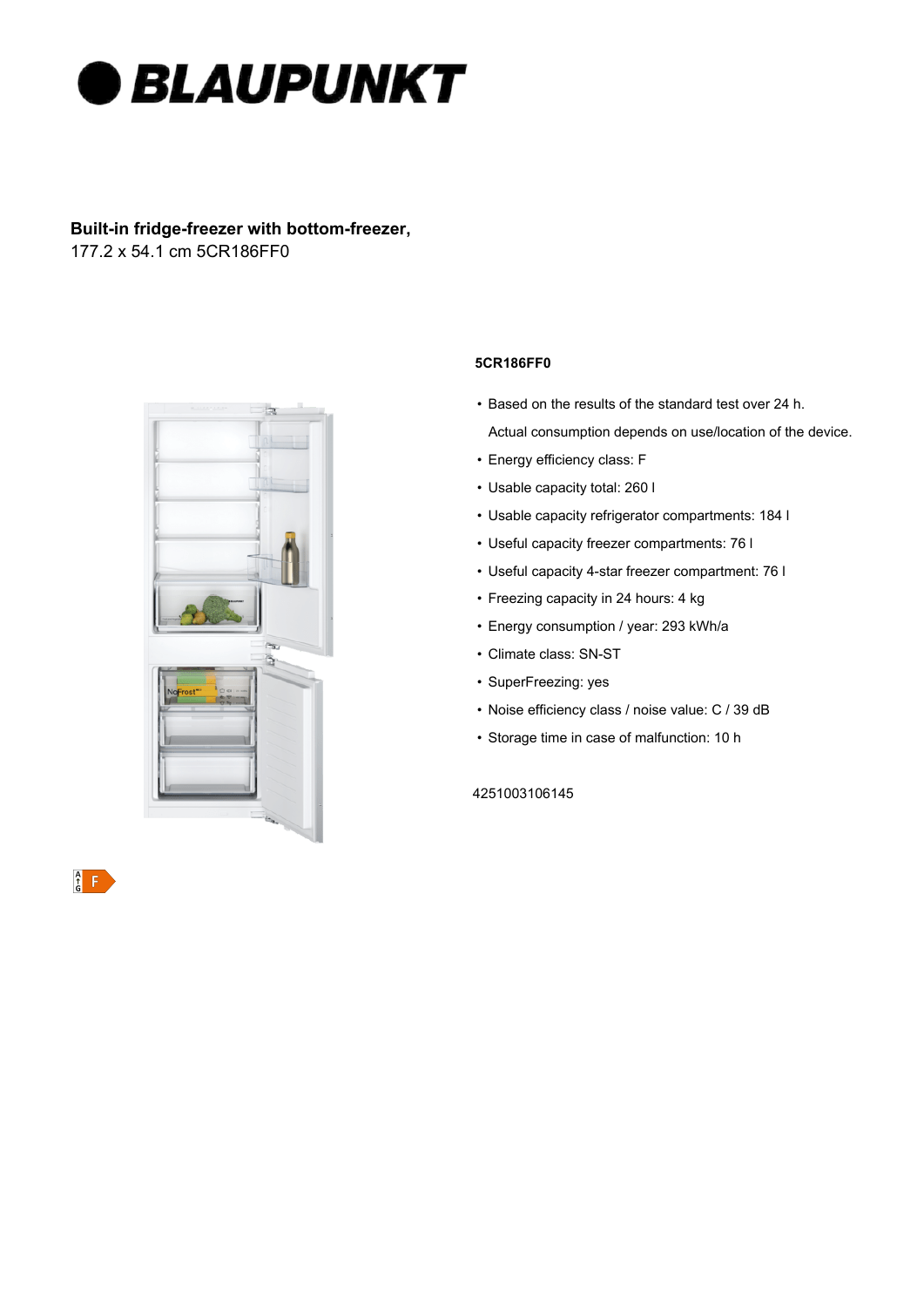# BLAUPUNKT

**Built-in fridge-freezer with bottom-freezer,**
177.2 x 54.1 cm 5CR186FF0

**5CR186FF0**

- Based on the results of the standard test over 24 h.
  Actual consumption depends on use/location of the device.
- Energy efficiency class: F
- Usable capacity total: 260 l
- Usable capacity refrigerator compartments: 184 l
- Useful capacity freezer compartments: 76 l
- Useful capacity 4-star freezer compartment: 76 l
- Freezing capacity in 24 hours: 4 kg
- Energy consumption / year: 293 kWh/a
- Climate class: SN-ST
- SuperFreezing: yes
- Noise efficiency class / noise value: C / 39 dB
- Storage time in case of malfunction: 10 h

4251003106145

F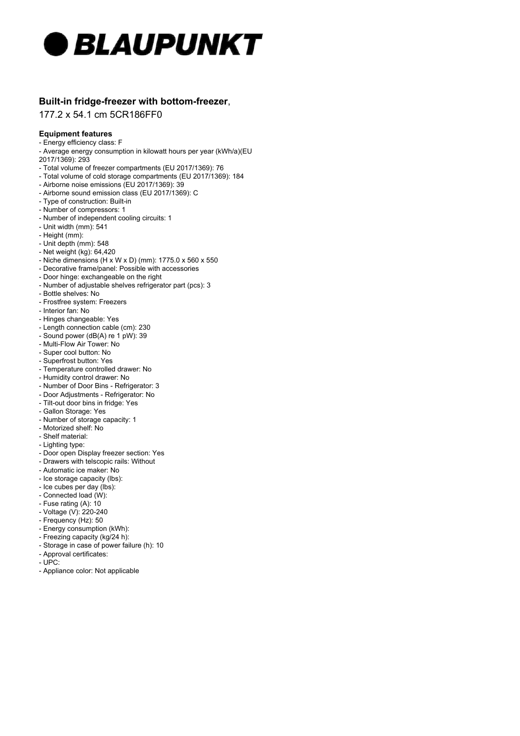# BLAUPUNKT

**Built-in fridge-freezer with bottom-freezer**, 177.2 x 54.1 cm 5CR186FF0

**Equipment features**

- Energy efficiency class: F
- Average energy consumption in kilowatt hours per year (kWh/a)(EU 2017/1369): 293
- Total volume of freezer compartments (EU 2017/1369): 76
- Total volume of cold storage compartments (EU 2017/1369): 184
- Airborne noise emissions (EU 2017/1369): 39
- Airborne sound emission class (EU 2017/1369): C
- Type of construction: Built-in
- Number of compressors: 1
- Number of independent cooling circuits: 1
- Unit width (mm): 541
- Height (mm):
- Unit depth (mm): 548
- Net weight (kg): 64,420
- Niche dimensions (H x W x D) (mm): 1775.0 x 560 x 550
- Decorative frame/panel: Possible with accessories
- Door hinge: exchangeable on the right
- Number of adjustable shelves refrigerator part (pcs): 3
- Bottle shelves: No
- Frostfree system: Freezers
- Interior fan: No
- Hinges changeable: Yes
- Length connection cable (cm): 230
- Sound power (dB(A) re 1 pW): 39
- Multi-Flow Air Tower: No
- Super cool button: No
- Superfrost button: Yes
- Temperature controlled drawer: No
- Humidity control drawer: No
- Number of Door Bins - Refrigerator: 3
- Door Adjustments - Refrigerator: No
- Tilt-out door bins in fridge: Yes
- Gallon Storage: Yes
- Number of storage capacity: 1
- Motorized shelf: No
- Shelf material:
- Lighting type:
- Door open Display freezer section: Yes
- Drawers with telscopic rails: Without
- Automatic ice maker: No
- Ice storage capacity (lbs):
- Ice cubes per day (lbs):
- Connected load (W):
- Fuse rating (A): 10
- Voltage (V): 220-240
- Frequency (Hz): 50
- Energy consumption (kWh):
- Freezing capacity (kg/24 h):
- Storage in case of power failure (h): 10
- Approval certificates:
- UPC:
- Appliance color: Not applicable